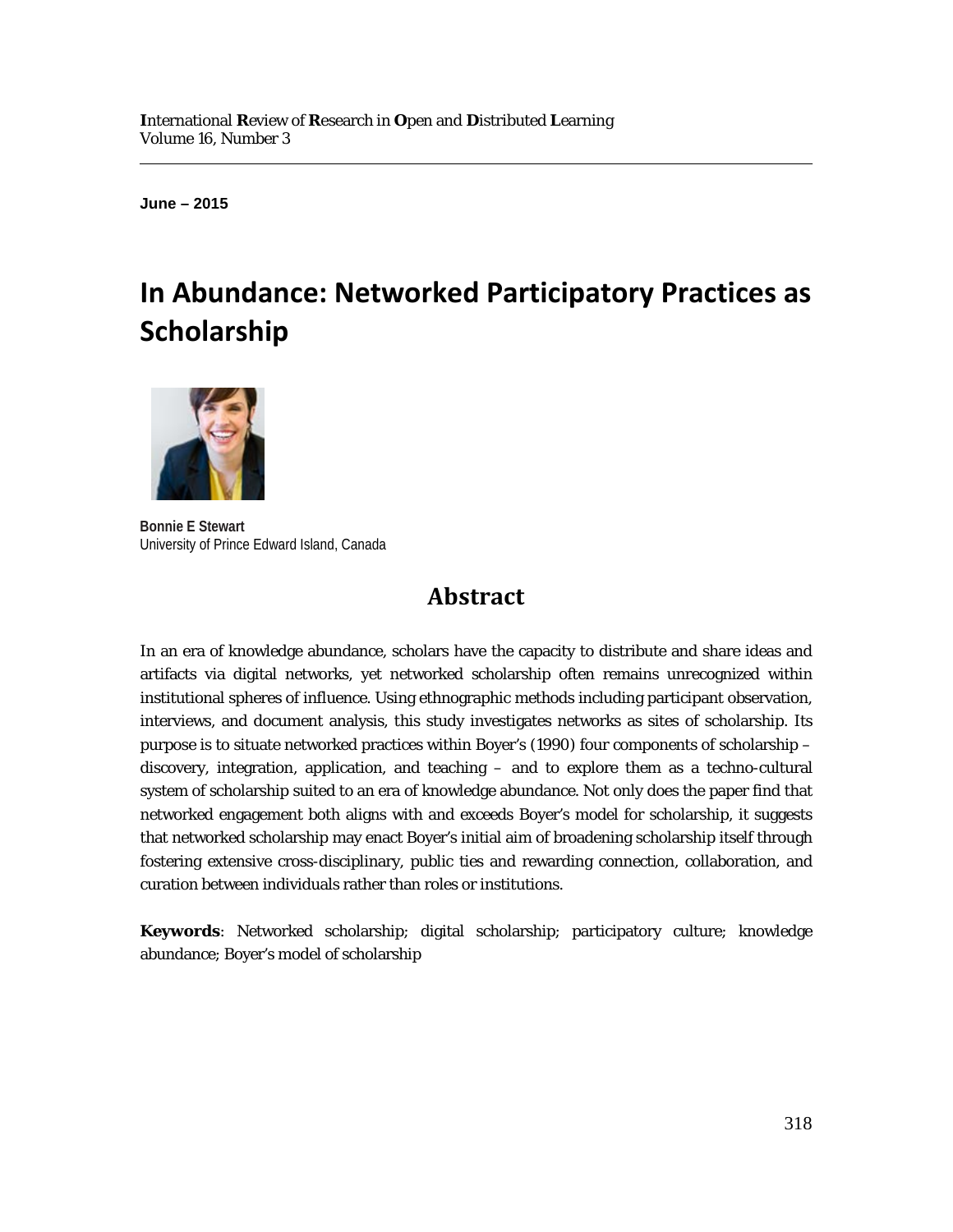**June – 2015**

# In Abundance: Networked Participatory Practices as Scholarship

**Bonnie E Stewart**
University of Prince Edward Island, Canada

## Abstract

In an era of knowledge abundance, scholars have the capacity to distribute and share ideas and artifacts via digital networks, yet networked scholarship often remains unrecognized within institutional spheres of influence. Using ethnographic methods including participant observation, interviews, and document analysis, this study investigates networks as sites of scholarship. Its purpose is to situate networked practices within Boyer's (1990) four components of scholarship – discovery, integration, application, and teaching – and to explore them as a techno-cultural system of scholarship suited to an era of knowledge abundance. Not only does the paper find that networked engagement both aligns with and exceeds Boyer's model for scholarship, it suggests that networked scholarship may enact Boyer's initial aim of broadening scholarship itself through fostering extensive cross-disciplinary, public ties and rewarding connection, collaboration, and curation between individuals rather than roles or institutions.

**Keywords**: Networked scholarship; digital scholarship; participatory culture; knowledge abundance; Boyer's model of scholarship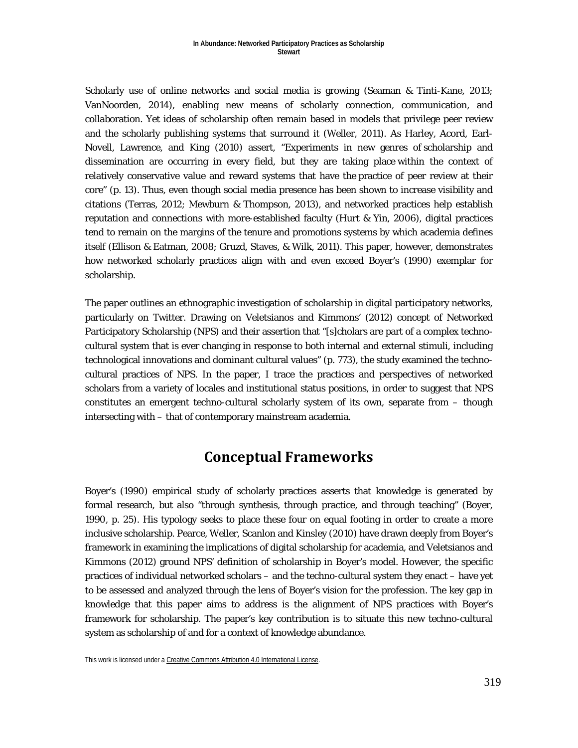Scholarly use of online networks and social media is growing (Seaman & Tinti-Kane, 2013; VanNoorden, 2014), enabling new means of scholarly connection, communication, and collaboration. Yet ideas of scholarship often remain based in models that privilege peer review and the scholarly publishing systems that surround it (Weller, 2011). As Harley, Acord, Earl-Novell, Lawrence, and King (2010) assert, "Experiments in new genres of scholarship and dissemination are occurring in every field, but they are taking place within the context of relatively conservative value and reward systems that have the practice of peer review at their core" (p. 13). Thus, even though social media presence has been shown to increase visibility and citations (Terras, 2012; Mewburn & Thompson, 2013), and networked practices help establish reputation and connections with more-established faculty (Hurt & Yin, 2006), digital practices tend to remain on the margins of the tenure and promotions systems by which academia defines itself (Ellison & Eatman, 2008; Gruzd, Staves, & Wilk, 2011). This paper, however, demonstrates how networked scholarly practices align with and even exceed Boyer's (1990) exemplar for scholarship.

The paper outlines an ethnographic investigation of scholarship in digital participatory networks, particularly on Twitter. Drawing on Veletsianos and Kimmons' (2012) concept of Networked Participatory Scholarship (NPS) and their assertion that "[s]cholars are part of a complex techno-cultural system that is ever changing in response to both internal and external stimuli, including technological innovations and dominant cultural values" (p. 773), the study examined the techno-cultural practices of NPS. In the paper, I trace the practices and perspectives of networked scholars from a variety of locales and institutional status positions, in order to suggest that NPS constitutes an emergent techno-cultural scholarly system of its own, separate from – though intersecting with – that of contemporary mainstream academia.

## Conceptual Frameworks

Boyer's (1990) empirical study of scholarly practices asserts that knowledge is generated by formal research, but also "through synthesis, through practice, and through teaching" (Boyer, 1990, p. 25). His typology seeks to place these four on equal footing in order to create a more inclusive scholarship. Pearce, Weller, Scanlon and Kinsley (2010) have drawn deeply from Boyer's framework in examining the implications of digital scholarship for academia, and Veletsianos and Kimmons (2012) ground NPS' definition of scholarship in Boyer's model. However, the specific practices of individual networked scholars – and the techno-cultural system they enact – have yet to be assessed and analyzed through the lens of Boyer's vision for the profession. The key gap in knowledge that this paper aims to address is the alignment of NPS practices with Boyer's framework for scholarship. The paper's key contribution is to situate this new techno-cultural system as scholarship of and for a context of knowledge abundance.

This work is licensed under a Creative Commons Attribution 4.0 International License.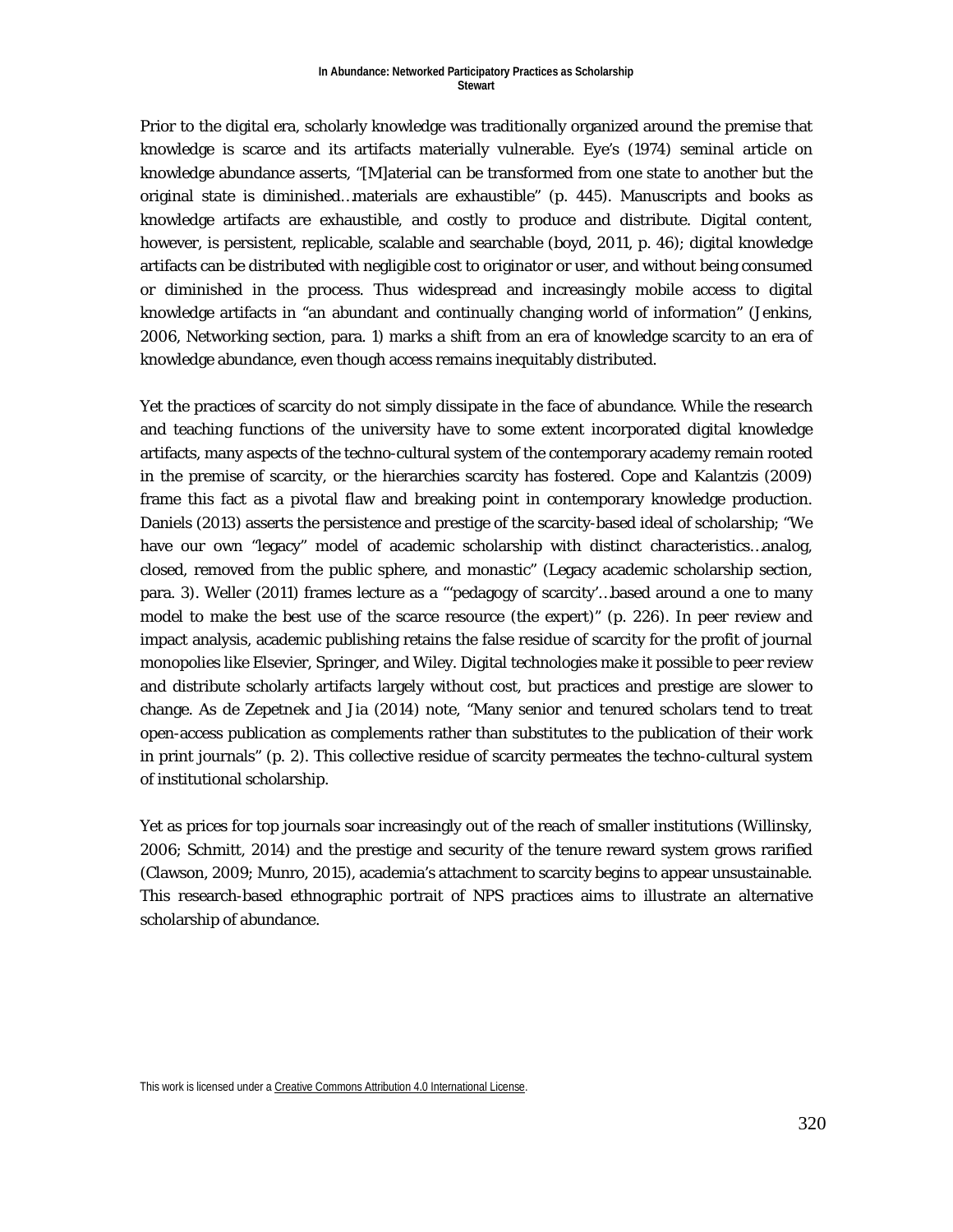Prior to the digital era, scholarly knowledge was traditionally organized around the premise that knowledge is scarce and its artifacts materially vulnerable. Eye's (1974) seminal article on knowledge abundance asserts, "[M]aterial can be transformed from one state to another but the original state is diminished…materials are exhaustible" (p. 445). Manuscripts and books as knowledge artifacts are exhaustible, and costly to produce and distribute. Digital content, however, is persistent, replicable, scalable and searchable (boyd, 2011, p. 46); digital knowledge artifacts can be distributed with negligible cost to originator or user, and without being consumed or diminished in the process. Thus widespread and increasingly mobile access to digital knowledge artifacts in "an abundant and continually changing world of information" (Jenkins, 2006, Networking section, para. 1) marks a shift from an era of knowledge scarcity to an era of knowledge abundance, even though access remains inequitably distributed.

Yet the practices of scarcity do not simply dissipate in the face of abundance. While the research and teaching functions of the university have to some extent incorporated digital knowledge artifacts, many aspects of the techno-cultural system of the contemporary academy remain rooted in the premise of scarcity, or the hierarchies scarcity has fostered. Cope and Kalantzis (2009) frame this fact as a pivotal flaw and breaking point in contemporary knowledge production. Daniels (2013) asserts the persistence and prestige of the scarcity-based ideal of scholarship; "We have our own "legacy" model of academic scholarship with distinct characteristics…analog, closed, removed from the public sphere, and monastic" (Legacy academic scholarship section, para. 3). Weller (2011) frames lecture as a "'pedagogy of scarcity'…based around a one to many model to make the best use of the scarce resource (the expert)" (p. 226). In peer review and impact analysis, academic publishing retains the false residue of scarcity for the profit of journal monopolies like Elsevier, Springer, and Wiley. Digital technologies make it possible to peer review and distribute scholarly artifacts largely without cost, but practices and prestige are slower to change. As de Zepetnek and Jia (2014) note, "Many senior and tenured scholars tend to treat open-access publication as complements rather than substitutes to the publication of their work in print journals" (p. 2). This collective residue of scarcity permeates the techno-cultural system of institutional scholarship.

Yet as prices for top journals soar increasingly out of the reach of smaller institutions (Willinsky, 2006; Schmitt, 2014) and the prestige and security of the tenure reward system grows rarified (Clawson, 2009; Munro, 2015), academia's attachment to scarcity begins to appear unsustainable. This research-based ethnographic portrait of NPS practices aims to illustrate an alternative scholarship of abundance.

This work is licensed under a Creative Commons Attribution 4.0 International License.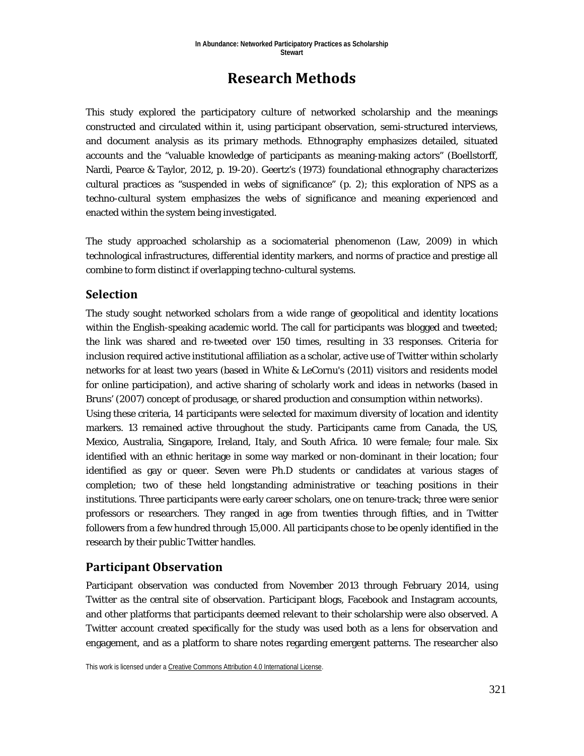# Research Methods

This study explored the participatory culture of networked scholarship and the meanings constructed and circulated within it, using participant observation, semi-structured interviews, and document analysis as its primary methods. Ethnography emphasizes detailed, situated accounts and the "valuable knowledge of participants as meaning-making actors" (Boellstorff, Nardi, Pearce & Taylor, 2012, p. 19-20). Geertz's (1973) foundational ethnography characterizes cultural practices as "suspended in webs of significance" (p. 2); this exploration of NPS as a techno-cultural system emphasizes the webs of significance and meaning experienced and enacted within the system being investigated.

The study approached scholarship as a sociomaterial phenomenon (Law, 2009) in which technological infrastructures, differential identity markers, and norms of practice and prestige all combine to form distinct if overlapping techno-cultural systems.

## Selection

The study sought networked scholars from a wide range of geopolitical and identity locations within the English-speaking academic world. The call for participants was blogged and tweeted; the link was shared and re-tweeted over 150 times, resulting in 33 responses. Criteria for inclusion required active institutional affiliation as a scholar, active use of Twitter within scholarly networks for at least two years (based in White & LeCornu's (2011) visitors and residents model for online participation), and active sharing of scholarly work and ideas in networks (based in Bruns' (2007) concept of produsage, or shared production and consumption within networks).
Using these criteria, 14 participants were selected for maximum diversity of location and identity markers. 13 remained active throughout the study. Participants came from Canada, the US, Mexico, Australia, Singapore, Ireland, Italy, and South Africa. 10 were female; four male. Six identified with an ethnic heritage in some way marked or non-dominant in their location; four identified as gay or queer. Seven were Ph.D students or candidates at various stages of completion; two of these held longstanding administrative or teaching positions in their institutions. Three participants were early career scholars, one on tenure-track; three were senior professors or researchers. They ranged in age from twenties through fifties, and in Twitter followers from a few hundred through 15,000. All participants chose to be openly identified in the research by their public Twitter handles.

## Participant Observation

Participant observation was conducted from November 2013 through February 2014, using Twitter as the central site of observation. Participant blogs, Facebook and Instagram accounts, and other platforms that participants deemed relevant to their scholarship were also observed. A Twitter account created specifically for the study was used both as a lens for observation and engagement, and as a platform to share notes regarding emergent patterns. The researcher also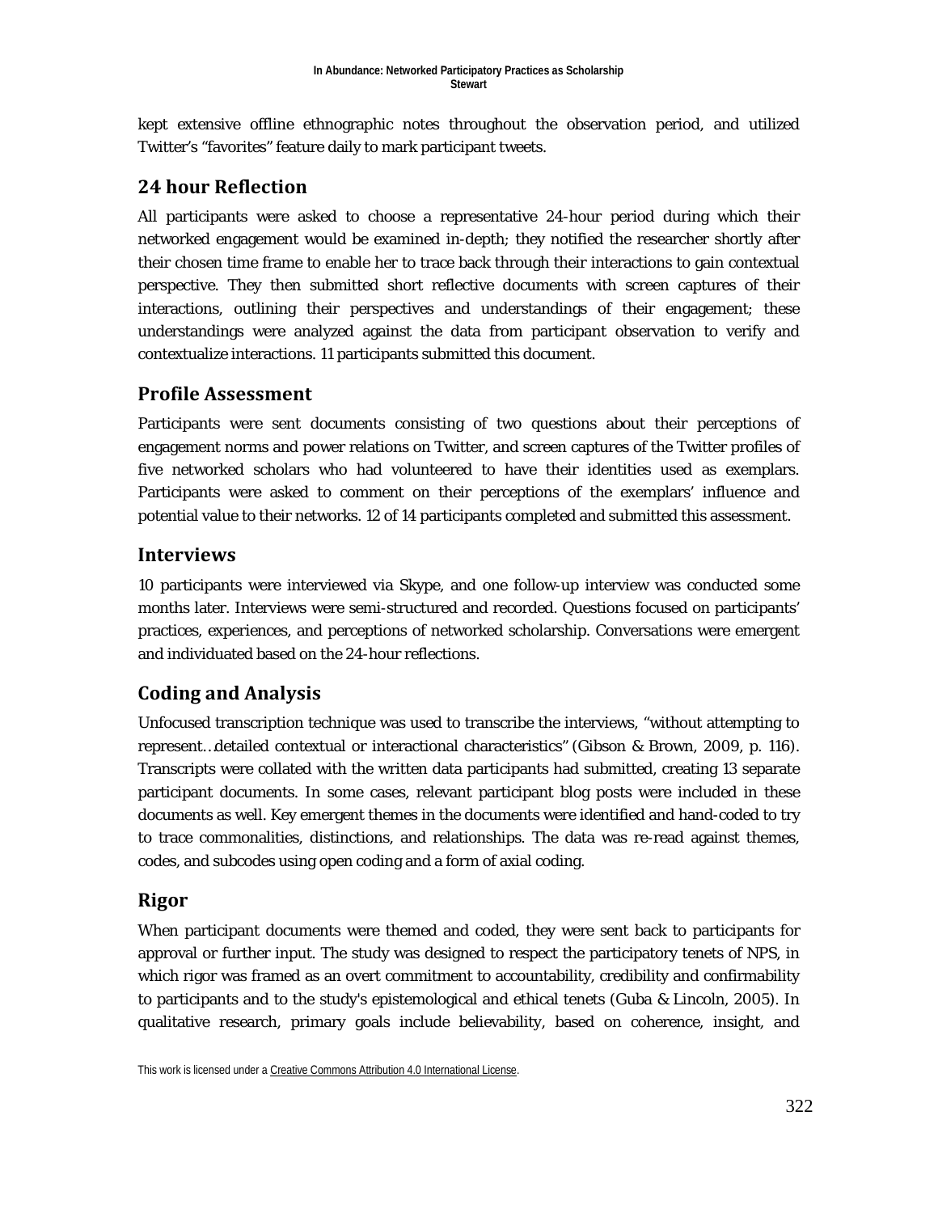kept extensive offline ethnographic notes throughout the observation period, and utilized Twitter's "favorites" feature daily to mark participant tweets.

## 24 hour Reflection

All participants were asked to choose a representative 24-hour period during which their networked engagement would be examined in-depth; they notified the researcher shortly after their chosen time frame to enable her to trace back through their interactions to gain contextual perspective. They then submitted short reflective documents with screen captures of their interactions, outlining their perspectives and understandings of their engagement; these understandings were analyzed against the data from participant observation to verify and contextualize interactions. 11 participants submitted this document.

## Profile Assessment

Participants were sent documents consisting of two questions about their perceptions of engagement norms and power relations on Twitter, and screen captures of the Twitter profiles of five networked scholars who had volunteered to have their identities used as exemplars. Participants were asked to comment on their perceptions of the exemplars' influence and potential value to their networks. 12 of 14 participants completed and submitted this assessment.

## Interviews

10 participants were interviewed via Skype, and one follow-up interview was conducted some months later. Interviews were semi-structured and recorded. Questions focused on participants' practices, experiences, and perceptions of networked scholarship. Conversations were emergent and individuated based on the 24-hour reflections.

## Coding and Analysis

Unfocused transcription technique was used to transcribe the interviews, "without attempting to represent…detailed contextual or interactional characteristics" (Gibson & Brown, 2009, p. 116). Transcripts were collated with the written data participants had submitted, creating 13 separate participant documents. In some cases, relevant participant blog posts were included in these documents as well. Key emergent themes in the documents were identified and hand-coded to try to trace commonalities, distinctions, and relationships. The data was re-read against themes, codes, and subcodes using open coding and a form of axial coding.

## Rigor

When participant documents were themed and coded, they were sent back to participants for approval or further input. The study was designed to respect the participatory tenets of NPS, in which rigor was framed as an overt commitment to accountability, credibility and confirmability to participants and to the study's epistemological and ethical tenets (Guba & Lincoln, 2005). In qualitative research, primary goals include believability, based on coherence, insight, and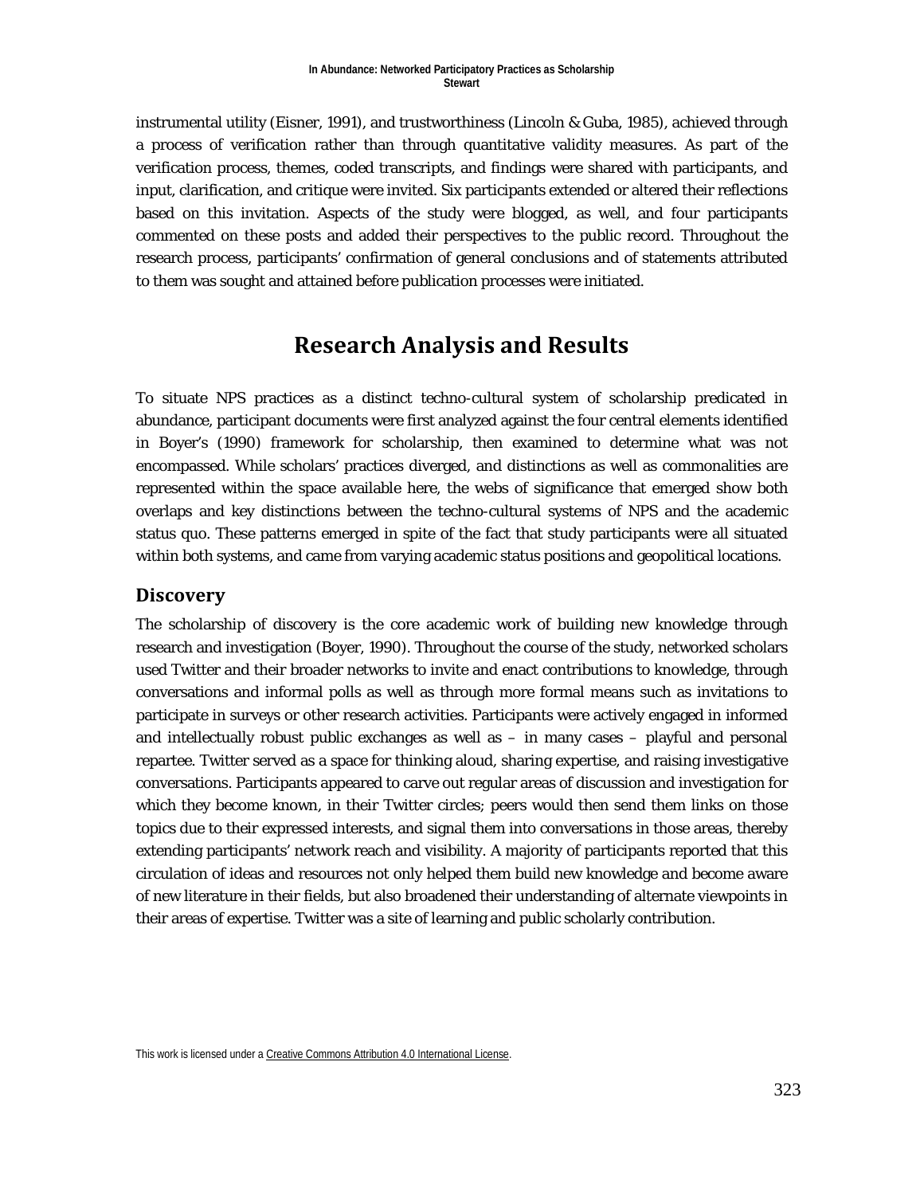instrumental utility (Eisner, 1991), and trustworthiness (Lincoln & Guba, 1985), achieved through a process of verification rather than through quantitative validity measures. As part of the verification process, themes, coded transcripts, and findings were shared with participants, and input, clarification, and critique were invited. Six participants extended or altered their reflections based on this invitation. Aspects of the study were blogged, as well, and four participants commented on these posts and added their perspectives to the public record. Throughout the research process, participants' confirmation of general conclusions and of statements attributed to them was sought and attained before publication processes were initiated.

# Research Analysis and Results

To situate NPS practices as a distinct techno-cultural system of scholarship predicated in abundance, participant documents were first analyzed against the four central elements identified in Boyer's (1990) framework for scholarship, then examined to determine what was not encompassed. While scholars' practices diverged, and distinctions as well as commonalities are represented within the space available here, the webs of significance that emerged show both overlaps and key distinctions between the techno-cultural systems of NPS and the academic status quo. These patterns emerged in spite of the fact that study participants were all situated within both systems, and came from varying academic status positions and geopolitical locations.

## Discovery

The scholarship of discovery is the core academic work of building new knowledge through research and investigation (Boyer, 1990). Throughout the course of the study, networked scholars used Twitter and their broader networks to invite and enact contributions to knowledge, through conversations and informal polls as well as through more formal means such as invitations to participate in surveys or other research activities. Participants were actively engaged in informed and intellectually robust public exchanges as well as – in many cases – playful and personal repartee. Twitter served as a space for thinking aloud, sharing expertise, and raising investigative conversations. Participants appeared to carve out regular areas of discussion and investigation for which they become known, in their Twitter circles; peers would then send them links on those topics due to their expressed interests, and signal them into conversations in those areas, thereby extending participants' network reach and visibility. A majority of participants reported that this circulation of ideas and resources not only helped them build new knowledge and become aware of new literature in their fields, but also broadened their understanding of alternate viewpoints in their areas of expertise. Twitter was a site of learning and public scholarly contribution.

This work is licensed under a Creative Commons Attribution 4.0 International License.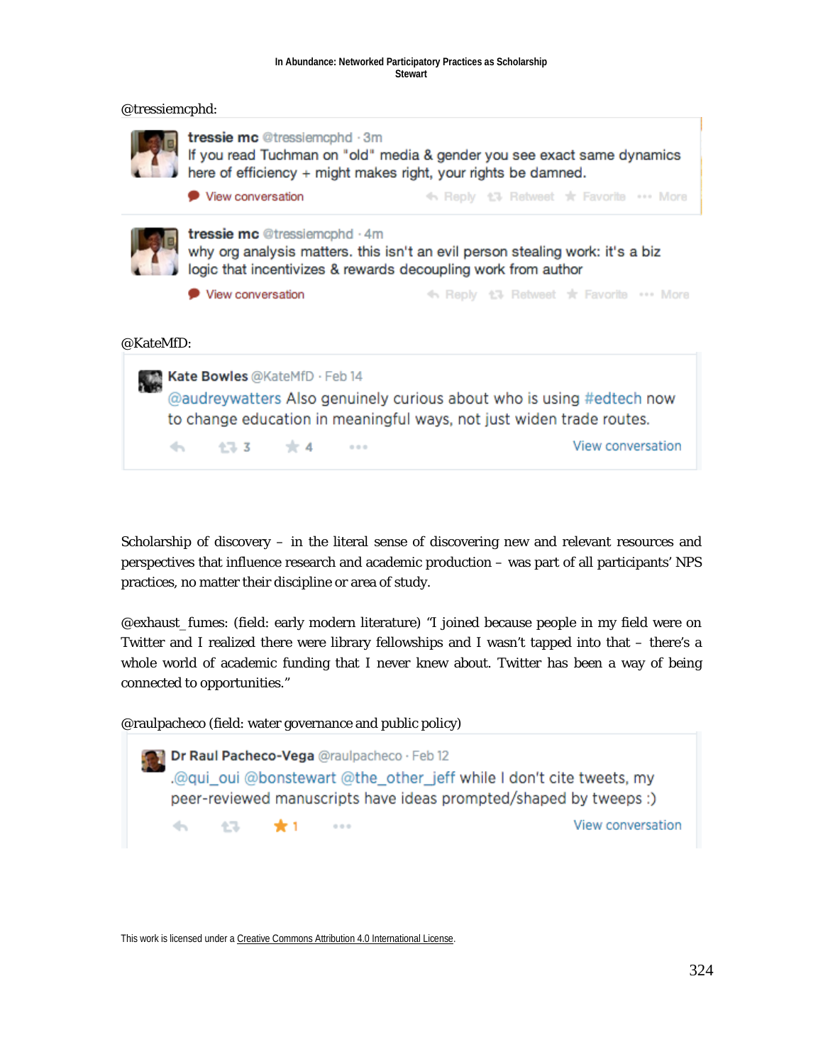@tressiemcphd:

> **tressie mc** @tressiemcphd · 3m
> If you read Tuchman on "old" media & gender you see exact same dynamics here of efficiency + might makes right, your rights be damned.
> View conversation · Reply · Retweet · Favorite · More

> **tressie mc** @tressiemcphd · 4m
> why org analysis matters. this isn't an evil person stealing work: it's a biz logic that incentivizes & rewards decoupling work from author
> View conversation · Reply · Retweet · Favorite · More

@KateMfD:

> **Kate Bowles** @KateMfD · Feb 14
> @audreywatters Also genuinely curious about who is using #edtech now to change education in meaningful ways, not just widen trade routes.
> 3 · 4 · View conversation

Scholarship of discovery – in the literal sense of discovering new and relevant resources and perspectives that influence research and academic production – was part of all participants' NPS practices, no matter their discipline or area of study.

@exhaust_fumes: (field: early modern literature) "I joined because people in my field were on Twitter and I realized there were library fellowships and I wasn't tapped into that – there's a whole world of academic funding that I never knew about. Twitter has been a way of being connected to opportunities."

@raulpacheco (field: water governance and public policy)

> **Dr Raul Pacheco-Vega** @raulpacheco · Feb 12
> .@qui_oui @bonstewart @the_other_jeff while I don't cite tweets, my peer-reviewed manuscripts have ideas prompted/shaped by tweeps :)
> 1 · View conversation

This work is licensed under a Creative Commons Attribution 4.0 International License.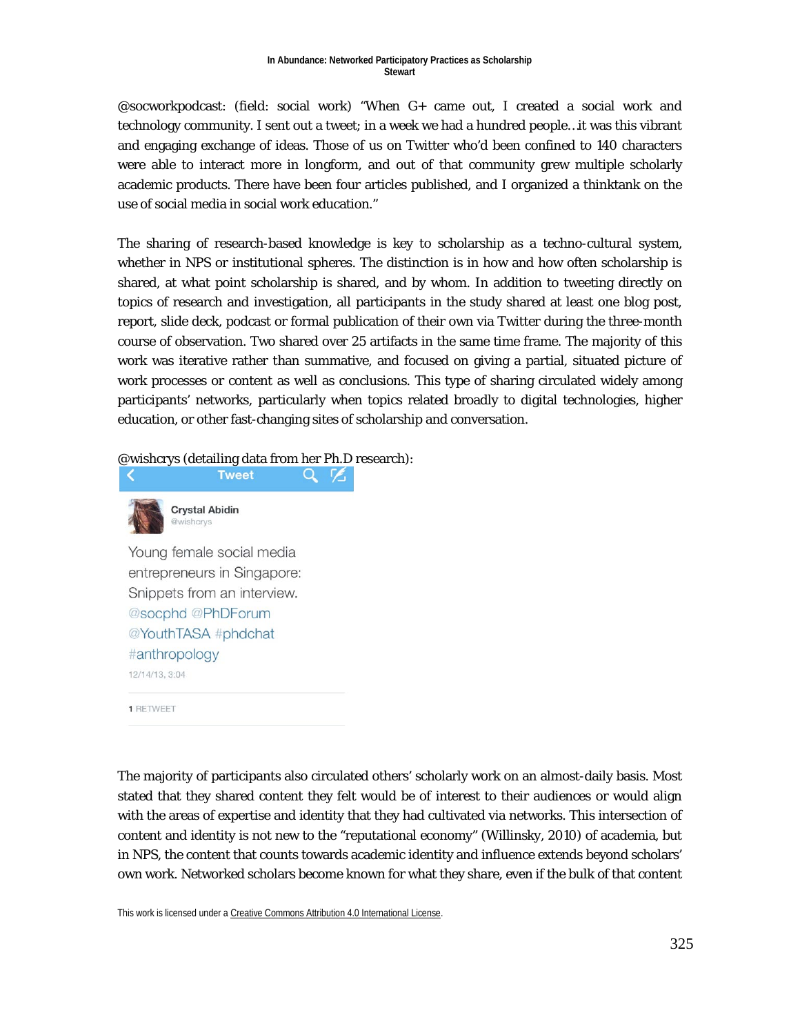@socworkpodcast: (field: social work) "When G+ came out, I created a social work and technology community. I sent out a tweet; in a week we had a hundred people…it was this vibrant and engaging exchange of ideas. Those of us on Twitter who'd been confined to 140 characters were able to interact more in longform, and out of that community grew multiple scholarly academic products. There have been four articles published, and I organized a thinktank on the use of social media in social work education."

The sharing of research-based knowledge is key to scholarship as a techno-cultural system, whether in NPS or institutional spheres. The distinction is in how and how often scholarship is shared, at what point scholarship is shared, and by whom. In addition to tweeting directly on topics of research and investigation, all participants in the study shared at least one blog post, report, slide deck, podcast or formal publication of their own via Twitter during the three-month course of observation. Two shared over 25 artifacts in the same time frame. The majority of this work was iterative rather than summative, and focused on giving a partial, situated picture of work processes or content as well as conclusions. This type of sharing circulated widely among participants' networks, particularly when topics related broadly to digital technologies, higher education, or other fast-changing sites of scholarship and conversation.

@wishcrys (detailing data from her Ph.D research):

Tweet

Crystal Abidin
@wishcrys

Young female social media entrepreneurs in Singapore: Snippets from an interview. @socphd @PhDForum @YouthTASA #phdchat #anthropology

12/14/13, 3:04

1 RETWEET

The majority of participants also circulated others' scholarly work on an almost-daily basis. Most stated that they shared content they felt would be of interest to their audiences or would align with the areas of expertise and identity that they had cultivated via networks. This intersection of content and identity is not new to the "reputational economy" (Willinsky, 2010) of academia, but in NPS, the content that counts towards academic identity and influence extends beyond scholars' own work. Networked scholars become known for what they share, even if the bulk of that content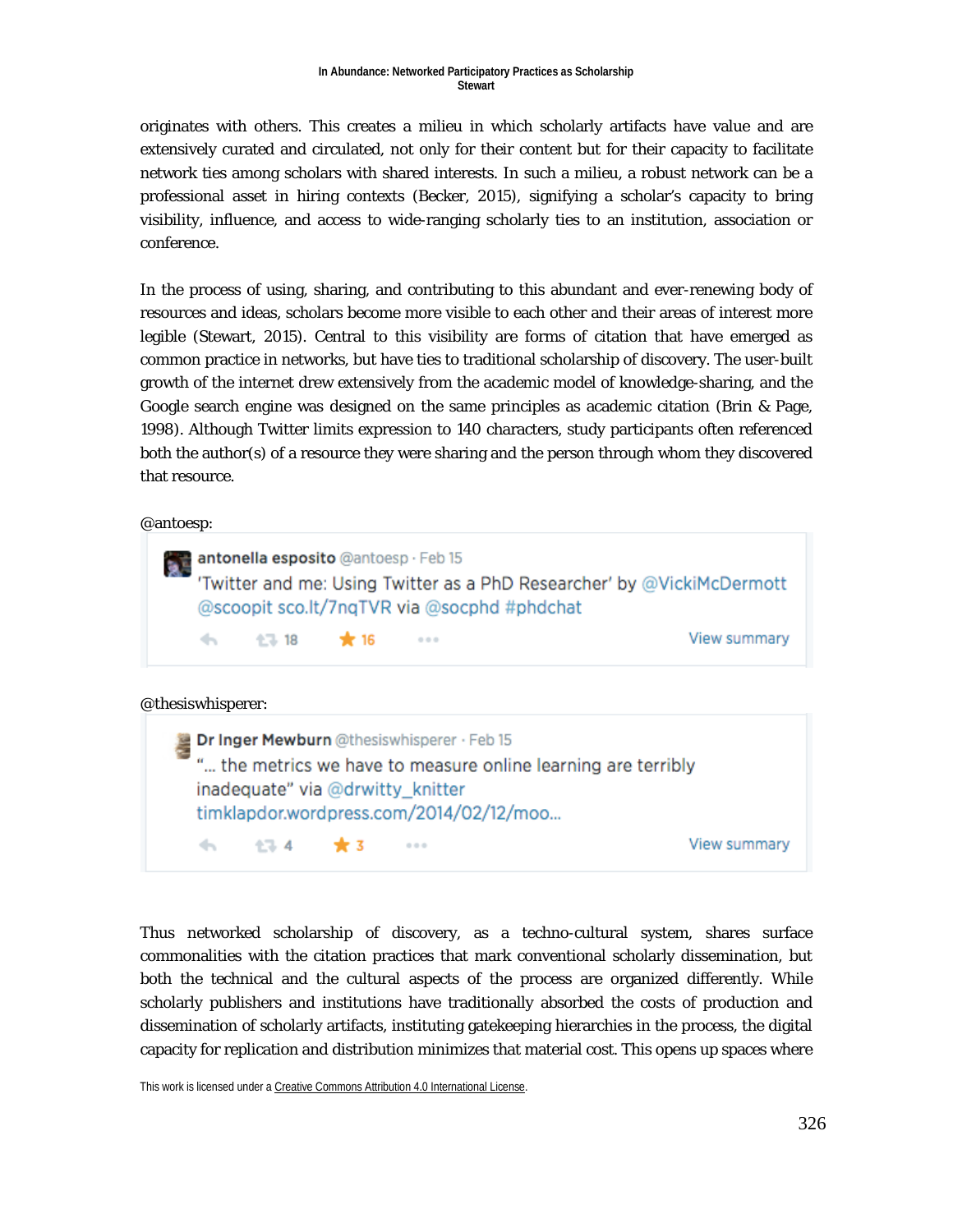originates with others. This creates a milieu in which scholarly artifacts have value and are extensively curated and circulated, not only for their content but for their capacity to facilitate network ties among scholars with shared interests. In such a milieu, a robust network can be a professional asset in hiring contexts (Becker, 2015), signifying a scholar's capacity to bring visibility, influence, and access to wide-ranging scholarly ties to an institution, association or conference.

In the process of using, sharing, and contributing to this abundant and ever-renewing body of resources and ideas, scholars become more visible to each other and their areas of interest more legible (Stewart, 2015). Central to this visibility are forms of citation that have emerged as common practice in networks, but have ties to traditional scholarship of discovery. The user-built growth of the internet drew extensively from the academic model of knowledge-sharing, and the Google search engine was designed on the same principles as academic citation (Brin & Page, 1998). Although Twitter limits expression to 140 characters, study participants often referenced both the author(s) of a resource they were sharing and the person through whom they discovered that resource.

@antoesp:

> **antonella esposito** @antoesp · Feb 15
> 'Twitter and me: Using Twitter as a PhD Researcher' by @VickiMcDermott @scoopit sco.lt/7nqTVR via @socphd #phdchat
> 18 retweets · 16 favorites · View summary

@thesiswhisperer:

> **Dr Inger Mewburn** @thesiswhisperer · Feb 15
> "... the metrics we have to measure online learning are terribly inadequate" via @drwitty_knitter timklapdor.wordpress.com/2014/02/12/moo...
> 4 retweets · 3 favorites · View summary

Thus networked scholarship of discovery, as a techno-cultural system, shares surface commonalities with the citation practices that mark conventional scholarly dissemination, but both the technical and the cultural aspects of the process are organized differently. While scholarly publishers and institutions have traditionally absorbed the costs of production and dissemination of scholarly artifacts, instituting gatekeeping hierarchies in the process, the digital capacity for replication and distribution minimizes that material cost. This opens up spaces where

This work is licensed under a Creative Commons Attribution 4.0 International License.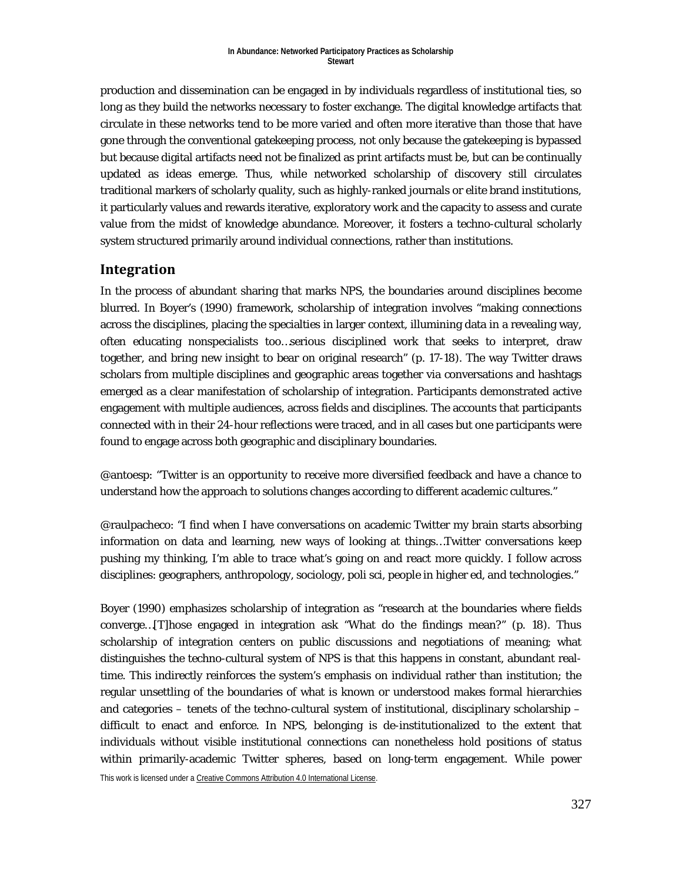production and dissemination can be engaged in by individuals regardless of institutional ties, so long as they build the networks necessary to foster exchange. The digital knowledge artifacts that circulate in these networks tend to be more varied and often more iterative than those that have gone through the conventional gatekeeping process, not only because the gatekeeping is bypassed but because digital artifacts need not be finalized as print artifacts must be, but can be continually updated as ideas emerge. Thus, while networked scholarship of discovery still circulates traditional markers of scholarly quality, such as highly-ranked journals or elite brand institutions, it particularly values and rewards iterative, exploratory work and the capacity to assess and curate value from the midst of knowledge abundance. Moreover, it fosters a techno-cultural scholarly system structured primarily around individual connections, rather than institutions.

## Integration

In the process of abundant sharing that marks NPS, the boundaries around disciplines become blurred. In Boyer's (1990) framework, scholarship of integration involves "making connections across the disciplines, placing the specialties in larger context, illumining data in a revealing way, often educating nonspecialists too…serious disciplined work that seeks to interpret, draw together, and bring new insight to bear on original research" (p. 17-18). The way Twitter draws scholars from multiple disciplines and geographic areas together via conversations and hashtags emerged as a clear manifestation of scholarship of integration. Participants demonstrated active engagement with multiple audiences, across fields and disciplines. The accounts that participants connected with in their 24-hour reflections were traced, and in all cases but one participants were found to engage across both geographic and disciplinary boundaries.

@antoesp: "Twitter is an opportunity to receive more diversified feedback and have a chance to understand how the approach to solutions changes according to different academic cultures."

@raulpacheco: "I find when I have conversations on academic Twitter my brain starts absorbing information on data and learning, new ways of looking at things…Twitter conversations keep pushing my thinking, I'm able to trace what's going on and react more quickly. I follow across disciplines: geographers, anthropology, sociology, poli sci, people in higher ed, and technologies."

Boyer (1990) emphasizes scholarship of integration as "research at the boundaries where fields converge…[T]hose engaged in integration ask "What do the findings mean?" (p. 18). Thus scholarship of integration centers on public discussions and negotiations of meaning; what distinguishes the techno-cultural system of NPS is that this happens in constant, abundant real-time. This indirectly reinforces the system's emphasis on individual rather than institution; the regular unsettling of the boundaries of what is known or understood makes formal hierarchies and categories – tenets of the techno-cultural system of institutional, disciplinary scholarship – difficult to enact and enforce. In NPS, belonging is de-institutionalized to the extent that individuals without visible institutional connections can nonetheless hold positions of status within primarily-academic Twitter spheres, based on long-term engagement. While power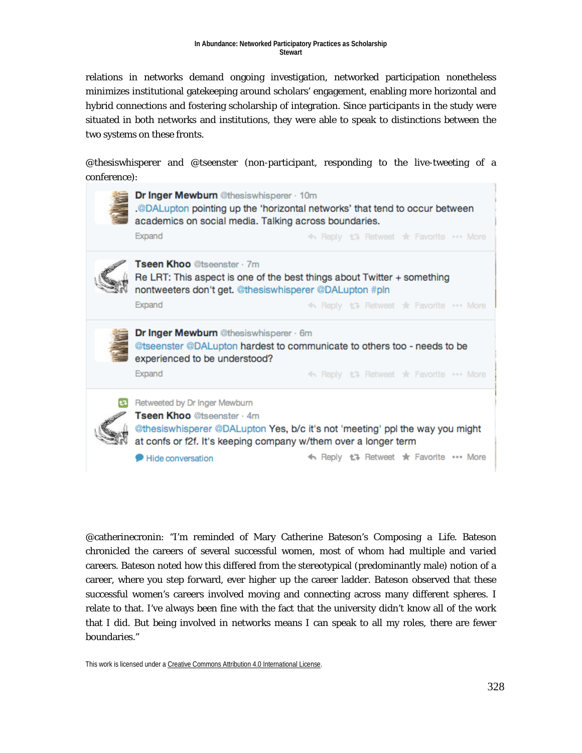relations in networks demand ongoing investigation, networked participation nonetheless minimizes institutional gatekeeping around scholars' engagement, enabling more horizontal and hybrid connections and fostering scholarship of integration. Since participants in the study were situated in both networks and institutions, they were able to speak to distinctions between the two systems on these fronts.

@thesiswhisperer and @tseenster (non-participant, responding to the live-tweeting of a conference):

**Dr Inger Mewburn** @thesiswhisperer · 10m
.@DALupton pointing up the 'horizontal networks' that tend to occur between academics on social media. Talking across boundaries.
Expand    Reply  Retweet  Favorite  More

**Tseen Khoo** @tseenster · 7m
Re LRT: This aspect is one of the best things about Twitter + something nontweeters don't get. @thesiswhisperer @DALupton #pln
Expand    Reply  Retweet  Favorite  More

**Dr Inger Mewburn** @thesiswhisperer · 6m
@tseenster @DALupton hardest to communicate to others too - needs to be experienced to be understood?
Expand    Reply  Retweet  Favorite  More

Retweeted by Dr Inger Mewburn
**Tseen Khoo** @tseenster · 4m
@thesiswhisperer @DALupton Yes, b/c it's not 'meeting' ppl the way you might at confs or f2f. It's keeping company w/them over a longer term
Hide conversation    Reply  Retweet  Favorite  More

@catherinecronin: "I'm reminded of Mary Catherine Bateson's Composing a Life. Bateson chronicled the careers of several successful women, most of whom had multiple and varied careers. Bateson noted how this differed from the stereotypical (predominantly male) notion of a career, where you step forward, ever higher up the career ladder. Bateson observed that these successful women's careers involved moving and connecting across many different spheres. I relate to that. I've always been fine with the fact that the university didn't know all of the work that I did. But being involved in networks means I can speak to all my roles, there are fewer boundaries."

This work is licensed under a Creative Commons Attribution 4.0 International License.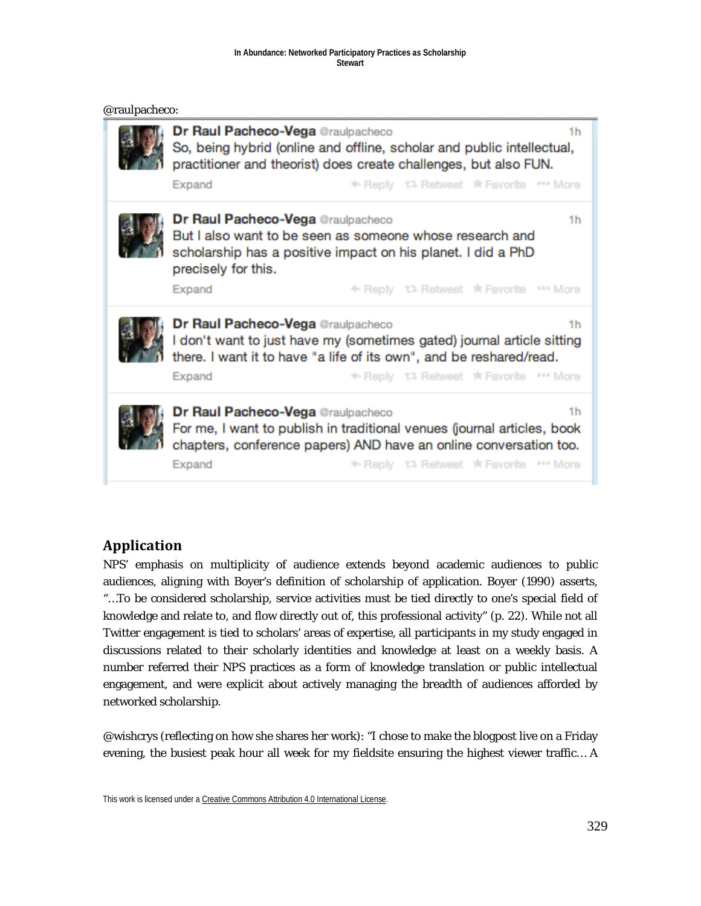@raulpacheco:

Dr Raul Pacheco-Vega @raulpacheco 1h
So, being hybrid (online and offline, scholar and public intellectual, practitioner and theorist) does create challenges, but also FUN.

Dr Raul Pacheco-Vega @raulpacheco 1h
But I also want to be seen as someone whose research and scholarship has a positive impact on his planet. I did a PhD precisely for this.

Dr Raul Pacheco-Vega @raulpacheco 1h
I don't want to just have my (sometimes gated) journal article sitting there. I want it to have "a life of its own", and be reshared/read.

Dr Raul Pacheco-Vega @raulpacheco 1h
For me, I want to publish in traditional venues (journal articles, book chapters, conference papers) AND have an online conversation too.

## Application

NPS' emphasis on multiplicity of audience extends beyond academic audiences to public audiences, aligning with Boyer's definition of scholarship of application. Boyer (1990) asserts, "…To be considered scholarship, service activities must be tied directly to one's special field of knowledge and relate to, and flow directly out of, this professional activity" (p. 22). While not all Twitter engagement is tied to scholars' areas of expertise, all participants in my study engaged in discussions related to their scholarly identities and knowledge at least on a weekly basis. A number referred their NPS practices as a form of knowledge translation or public intellectual engagement, and were explicit about actively managing the breadth of audiences afforded by networked scholarship.

@wishcrys (reflecting on how she shares her work): "I chose to make the blogpost live on a Friday evening, the busiest peak hour all week for my fieldsite ensuring the highest viewer traffic… A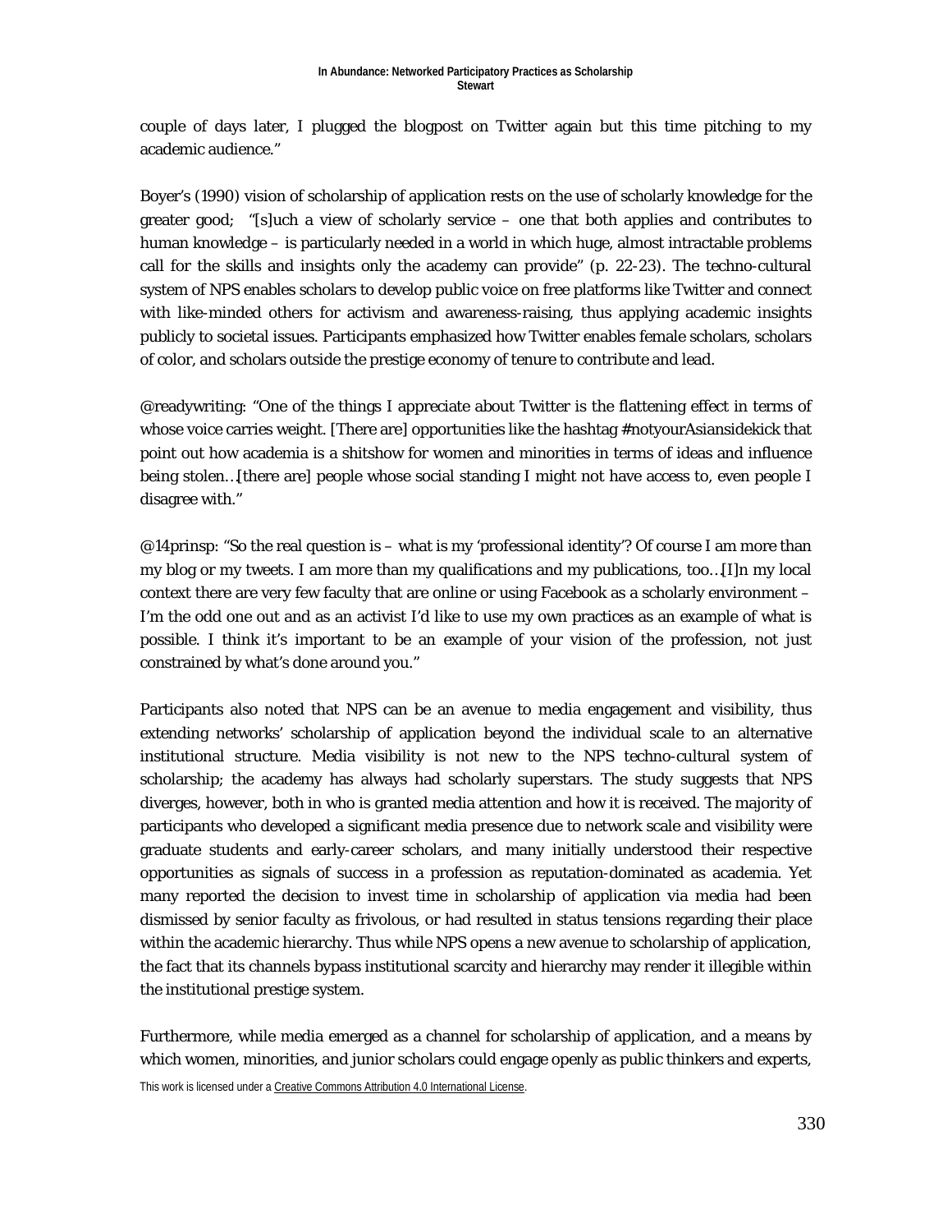couple of days later, I plugged the blogpost on Twitter again but this time pitching to my academic audience."

Boyer's (1990) vision of scholarship of application rests on the use of scholarly knowledge for the greater good; "[s]uch a view of scholarly service – one that both applies and contributes to human knowledge – is particularly needed in a world in which huge, almost intractable problems call for the skills and insights only the academy can provide" (p. 22-23). The techno-cultural system of NPS enables scholars to develop public voice on free platforms like Twitter and connect with like-minded others for activism and awareness-raising, thus applying academic insights publicly to societal issues. Participants emphasized how Twitter enables female scholars, scholars of color, and scholars outside the prestige economy of tenure to contribute and lead.

@readywriting: "One of the things I appreciate about Twitter is the flattening effect in terms of whose voice carries weight. [There are] opportunities like the hashtag #notyourAsiansidekick that point out how academia is a shitshow for women and minorities in terms of ideas and influence being stolen…[there are] people whose social standing I might not have access to, even people I disagree with."

@14prinsp: "So the real question is – what is my 'professional identity'? Of course I am more than my blog or my tweets. I am more than my qualifications and my publications, too…[I]n my local context there are very few faculty that are online or using Facebook as a scholarly environment – I'm the odd one out and as an activist I'd like to use my own practices as an example of what is possible. I think it's important to be an example of your vision of the profession, not just constrained by what's done around you."

Participants also noted that NPS can be an avenue to media engagement and visibility, thus extending networks' scholarship of application beyond the individual scale to an alternative institutional structure. Media visibility is not new to the NPS techno-cultural system of scholarship; the academy has always had scholarly superstars. The study suggests that NPS diverges, however, both in who is granted media attention and how it is received. The majority of participants who developed a significant media presence due to network scale and visibility were graduate students and early-career scholars, and many initially understood their respective opportunities as signals of success in a profession as reputation-dominated as academia. Yet many reported the decision to invest time in scholarship of application via media had been dismissed by senior faculty as frivolous, or had resulted in status tensions regarding their place within the academic hierarchy. Thus while NPS opens a new avenue to scholarship of application, the fact that its channels bypass institutional scarcity and hierarchy may render it illegible within the institutional prestige system.

Furthermore, while media emerged as a channel for scholarship of application, and a means by which women, minorities, and junior scholars could engage openly as public thinkers and experts,

This work is licensed under a Creative Commons Attribution 4.0 International License.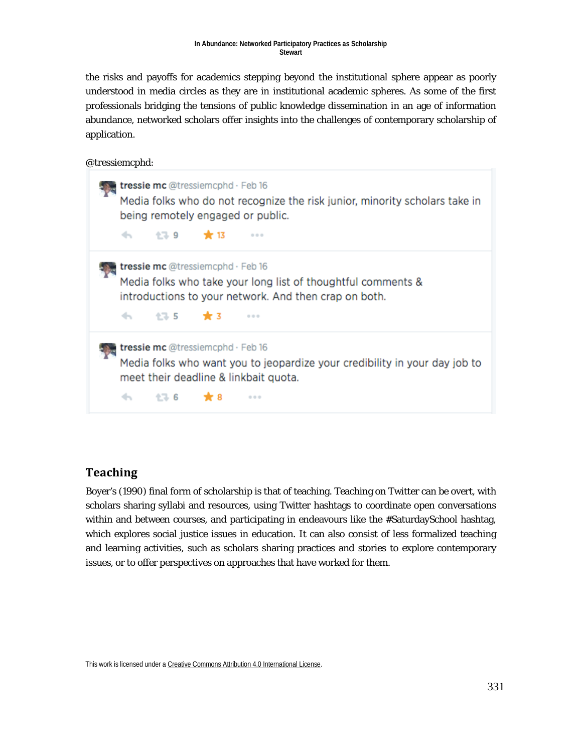the risks and payoffs for academics stepping beyond the institutional sphere appear as poorly understood in media circles as they are in institutional academic spheres. As some of the first professionals bridging the tensions of public knowledge dissemination in an age of information abundance, networked scholars offer insights into the challenges of contemporary scholarship of application.

@tressiemcphd:

tressie mc @tressiemcphd · Feb 16
Media folks who do not recognize the risk junior, minority scholars take in being remotely engaged or public.

9 13

tressie mc @tressiemcphd · Feb 16
Media folks who take your long list of thoughtful comments & introductions to your network. And then crap on both.

5 3

tressie mc @tressiemcphd · Feb 16
Media folks who want you to jeopardize your credibility in your day job to meet their deadline & linkbait quota.

6 8

## Teaching

Boyer's (1990) final form of scholarship is that of teaching. Teaching on Twitter can be overt, with scholars sharing syllabi and resources, using Twitter hashtags to coordinate open conversations within and between courses, and participating in endeavours like the #SaturdaySchool hashtag, which explores social justice issues in education. It can also consist of less formalized teaching and learning activities, such as scholars sharing practices and stories to explore contemporary issues, or to offer perspectives on approaches that have worked for them.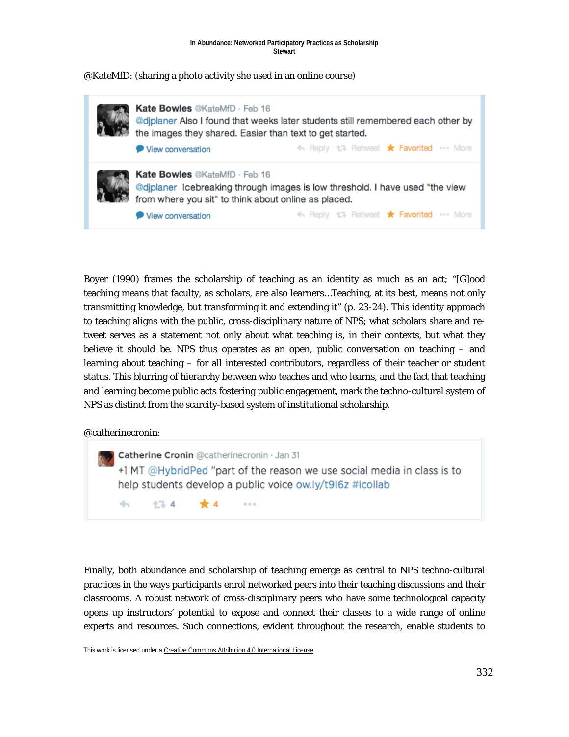@KateMfD: (sharing a photo activity she used in an online course)

> **Kate Bowles** @KateMfD · Feb 16
> @djplaner Also I found that weeks later students still remembered each other by the images they shared. Easier than text to get started.
>
> View conversation · Reply · Retweet · Favorited · More

> **Kate Bowles** @KateMfD · Feb 16
> @djplaner Icebreaking through images is low threshold. I have used "the view from where you sit" to think about online as placed.
>
> View conversation · Reply · Retweet · Favorited · More

Boyer (1990) frames the scholarship of teaching as an identity as much as an act; "[G]ood teaching means that faculty, as scholars, are also learners…Teaching, at its best, means not only transmitting knowledge, but transforming it and extending it" (p. 23-24). This identity approach to teaching aligns with the public, cross-disciplinary nature of NPS; what scholars share and re-tweet serves as a statement not only about what teaching is, in their contexts, but what they believe it should be. NPS thus operates as an open, public conversation on teaching – and learning about teaching – for all interested contributors, regardless of their teacher or student status. This blurring of hierarchy between who teaches and who learns, and the fact that teaching and learning become public acts fostering public engagement, mark the techno-cultural system of NPS as distinct from the scarcity-based system of institutional scholarship.

@catherinecronin:

> **Catherine Cronin** @catherinecronin · Jan 31
> +1 MT @HybridPed "part of the reason we use social media in class is to help students develop a public voice ow.ly/t9I6z #icollab
>
> 4 · 4

Finally, both abundance and scholarship of teaching emerge as central to NPS techno-cultural practices in the ways participants enrol networked peers into their teaching discussions and their classrooms. A robust network of cross-disciplinary peers who have some technological capacity opens up instructors' potential to expose and connect their classes to a wide range of online experts and resources. Such connections, evident throughout the research, enable students to

This work is licensed under a Creative Commons Attribution 4.0 International License.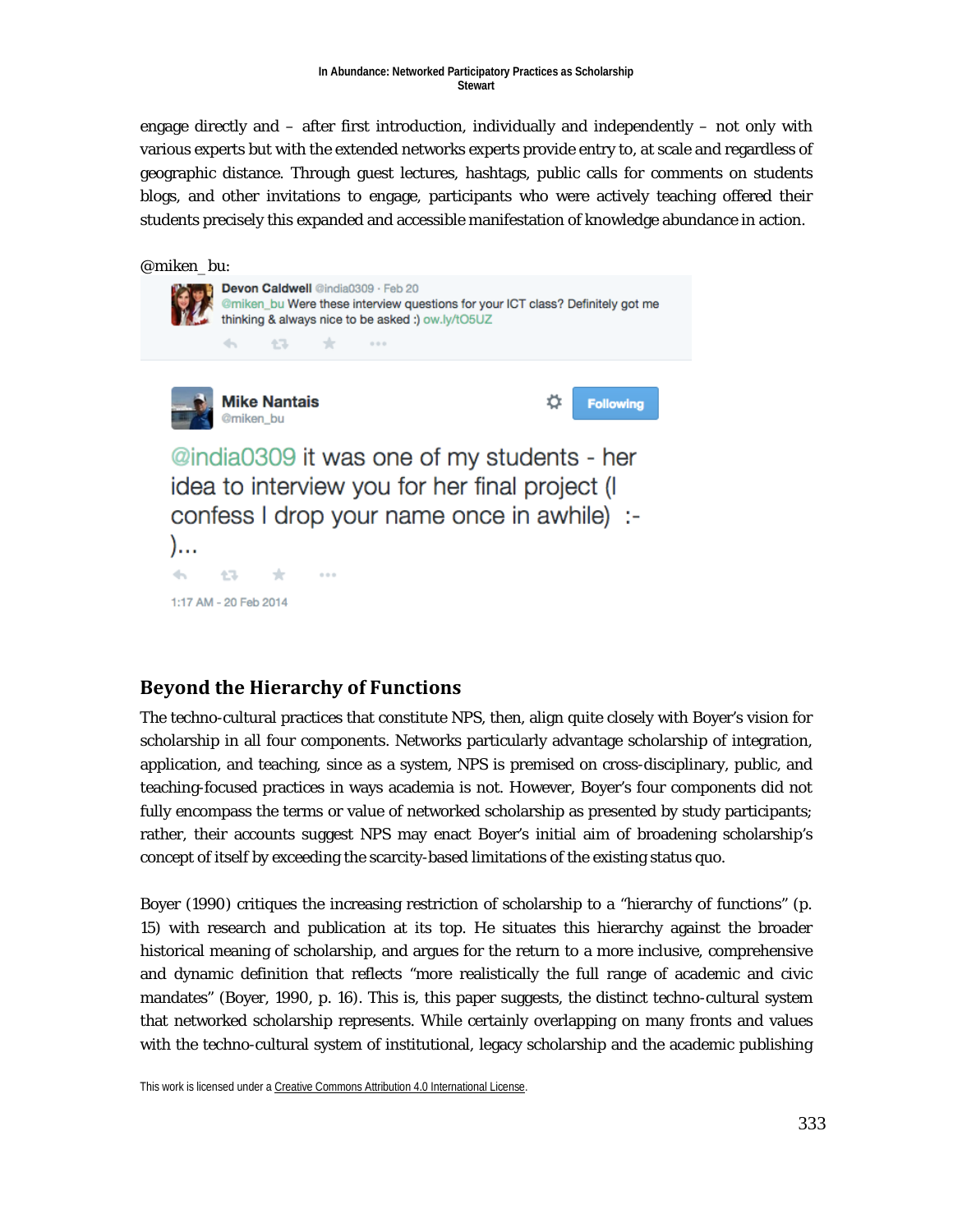engage directly and – after first introduction, individually and independently – not only with various experts but with the extended networks experts provide entry to, at scale and regardless of geographic distance. Through guest lectures, hashtags, public calls for comments on students blogs, and other invitations to engage, participants who were actively teaching offered their students precisely this expanded and accessible manifestation of knowledge abundance in action.

@miken_bu:

Devon Caldwell @india0309 · Feb 20
@miken_bu Were these interview questions for your ICT class? Definitely got me thinking & always nice to be asked :) ow.ly/tO5UZ

Mike Nantais
@miken_bu

@india0309 it was one of my students - her idea to interview you for her final project (I confess I drop your name once in awhile) :-)...

1:17 AM - 20 Feb 2014

## Beyond the Hierarchy of Functions

The techno-cultural practices that constitute NPS, then, align quite closely with Boyer's vision for scholarship in all four components. Networks particularly advantage scholarship of integration, application, and teaching, since as a system, NPS is premised on cross-disciplinary, public, and teaching-focused practices in ways academia is not. However, Boyer's four components did not fully encompass the terms or value of networked scholarship as presented by study participants; rather, their accounts suggest NPS may enact Boyer's initial aim of broadening scholarship's concept of itself by exceeding the scarcity-based limitations of the existing status quo.

Boyer (1990) critiques the increasing restriction of scholarship to a "hierarchy of functions" (p. 15) with research and publication at its top. He situates this hierarchy against the broader historical meaning of scholarship, and argues for the return to a more inclusive, comprehensive and dynamic definition that reflects "more realistically the full range of academic and civic mandates" (Boyer, 1990, p. 16). This is, this paper suggests, the distinct techno-cultural system that networked scholarship represents. While certainly overlapping on many fronts and values with the techno-cultural system of institutional, legacy scholarship and the academic publishing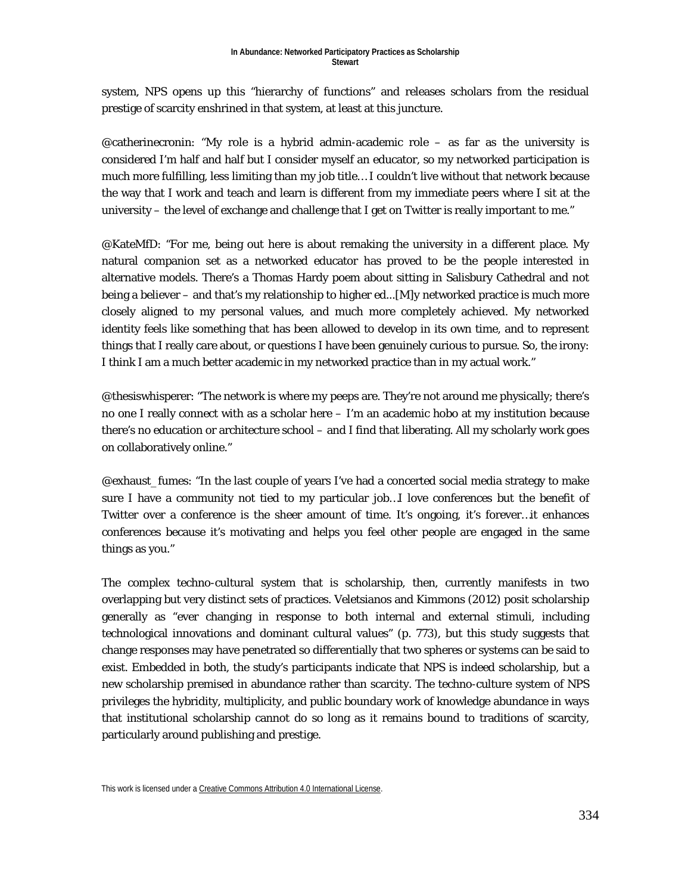system, NPS opens up this "hierarchy of functions" and releases scholars from the residual prestige of scarcity enshrined in that system, at least at this juncture.

@catherinecronin: "My role is a hybrid admin-academic role – as far as the university is considered I'm half and half but I consider myself an educator, so my networked participation is much more fulfilling, less limiting than my job title… I couldn't live without that network because the way that I work and teach and learn is different from my immediate peers where I sit at the university – the level of exchange and challenge that I get on Twitter is really important to me."

@KateMfD: "For me, being out here is about remaking the university in a different place. My natural companion set as a networked educator has proved to be the people interested in alternative models. There's a Thomas Hardy poem about sitting in Salisbury Cathedral and not being a believer – and that's my relationship to higher ed...[M]y networked practice is much more closely aligned to my personal values, and much more completely achieved. My networked identity feels like something that has been allowed to develop in its own time, and to represent things that I really care about, or questions I have been genuinely curious to pursue. So, the irony: I think I am a much better academic in my networked practice than in my actual work."

@thesiswhisperer: "The network is where my peeps are. They're not around me physically; there's no one I really connect with as a scholar here – I'm an academic hobo at my institution because there's no education or architecture school – and I find that liberating. All my scholarly work goes on collaboratively online."

@exhaust_fumes: "In the last couple of years I've had a concerted social media strategy to make sure I have a community not tied to my particular job…I love conferences but the benefit of Twitter over a conference is the sheer amount of time. It's ongoing, it's forever…it enhances conferences because it's motivating and helps you feel other people are engaged in the same things as you."

The complex techno-cultural system that is scholarship, then, currently manifests in two overlapping but very distinct sets of practices. Veletsianos and Kimmons (2012) posit scholarship generally as "ever changing in response to both internal and external stimuli, including technological innovations and dominant cultural values" (p. 773), but this study suggests that change responses may have penetrated so differentially that two spheres or systems can be said to exist. Embedded in both, the study's participants indicate that NPS is indeed scholarship, but a new scholarship premised in abundance rather than scarcity. The techno-culture system of NPS privileges the hybridity, multiplicity, and public boundary work of knowledge abundance in ways that institutional scholarship cannot do so long as it remains bound to traditions of scarcity, particularly around publishing and prestige.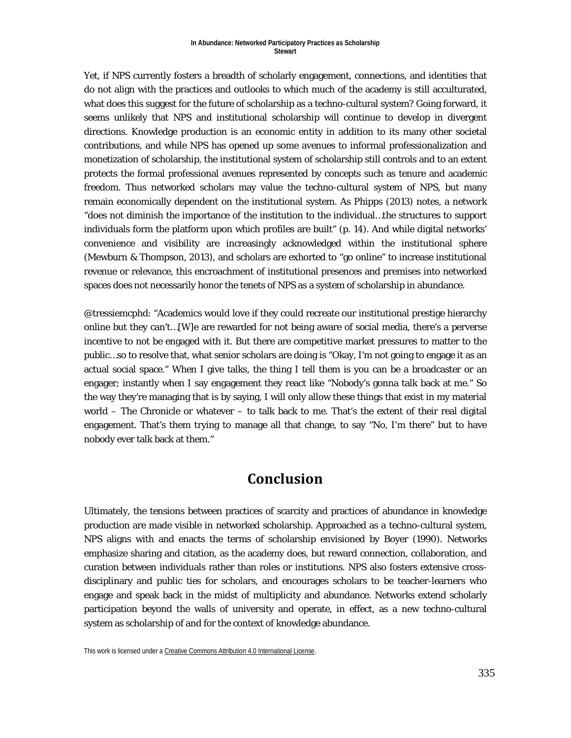Yet, if NPS currently fosters a breadth of scholarly engagement, connections, and identities that do not align with the practices and outlooks to which much of the academy is still acculturated, what does this suggest for the future of scholarship as a techno-cultural system? Going forward, it seems unlikely that NPS and institutional scholarship will continue to develop in divergent directions. Knowledge production is an economic entity in addition to its many other societal contributions, and while NPS has opened up some avenues to informal professionalization and monetization of scholarship, the institutional system of scholarship still controls and to an extent protects the formal professional avenues represented by concepts such as tenure and academic freedom. Thus networked scholars may value the techno-cultural system of NPS, but many remain economically dependent on the institutional system. As Phipps (2013) notes, a network "does not diminish the importance of the institution to the individual…the structures to support individuals form the platform upon which profiles are built" (p. 14). And while digital networks' convenience and visibility are increasingly acknowledged within the institutional sphere (Mewburn & Thompson, 2013), and scholars are exhorted to "go online" to increase institutional revenue or relevance, this encroachment of institutional presences and premises into networked spaces does not necessarily honor the tenets of NPS as a system of scholarship in abundance.

@tressiemcphd: "Academics would love if they could recreate our institutional prestige hierarchy online but they can't…[W]e are rewarded for not being aware of social media, there's a perverse incentive to not be engaged with it. But there are competitive market pressures to matter to the public…so to resolve that, what senior scholars are doing is "Okay, I'm not going to engage it as an actual social space." When I give talks, the thing I tell them is you can be a broadcaster or an engager; instantly when I say engagement they react like "Nobody's gonna talk back at me." So the way they're managing that is by saying, I will only allow these things that exist in my material world – The Chronicle or whatever – to talk back to me. That's the extent of their real digital engagement. That's them trying to manage all that change, to say "No, I'm there" but to have nobody ever talk back at them."

## Conclusion

Ultimately, the tensions between practices of scarcity and practices of abundance in knowledge production are made visible in networked scholarship. Approached as a techno-cultural system, NPS aligns with and enacts the terms of scholarship envisioned by Boyer (1990). Networks emphasize sharing and citation, as the academy does, but reward connection, collaboration, and curation between individuals rather than roles or institutions. NPS also fosters extensive cross-disciplinary and public ties for scholars, and encourages scholars to be teacher-learners who engage and speak back in the midst of multiplicity and abundance. Networks extend scholarly participation beyond the walls of university and operate, in effect, as a new techno-cultural system as scholarship of and for the context of knowledge abundance.

This work is licensed under a Creative Commons Attribution 4.0 International License.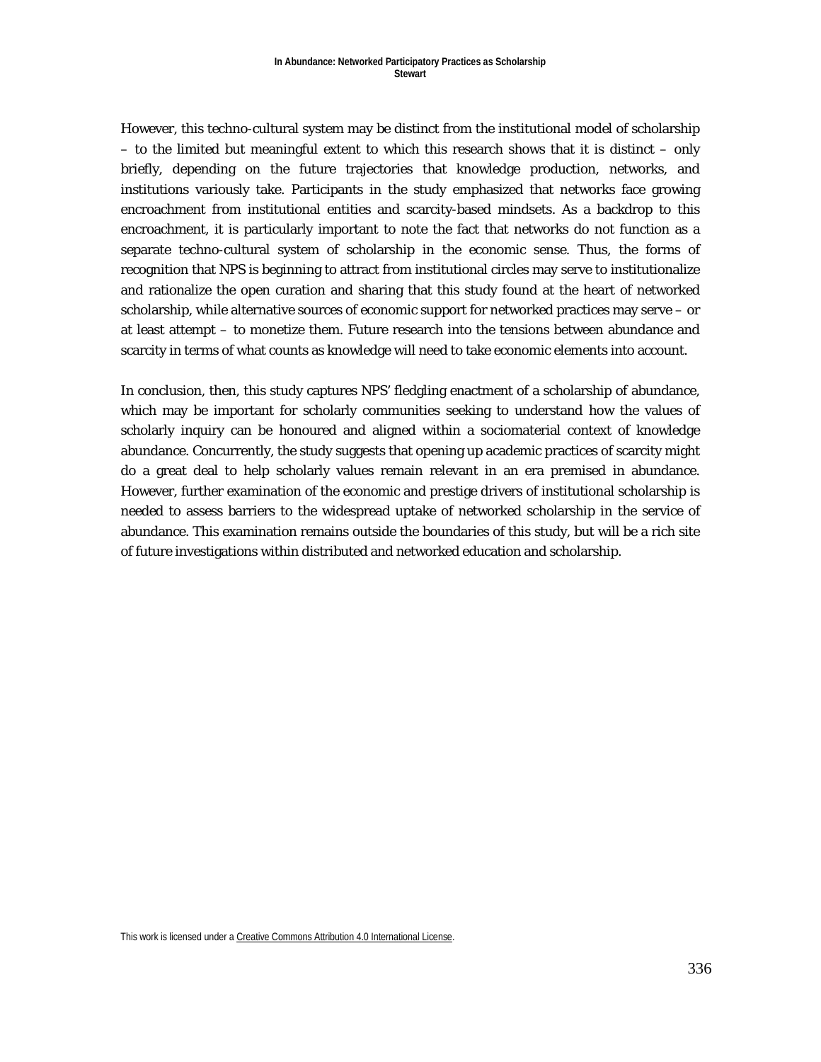However, this techno-cultural system may be distinct from the institutional model of scholarship – to the limited but meaningful extent to which this research shows that it is distinct – only briefly, depending on the future trajectories that knowledge production, networks, and institutions variously take. Participants in the study emphasized that networks face growing encroachment from institutional entities and scarcity-based mindsets. As a backdrop to this encroachment, it is particularly important to note the fact that networks do not function as a separate techno-cultural system of scholarship in the economic sense. Thus, the forms of recognition that NPS is beginning to attract from institutional circles may serve to institutionalize and rationalize the open curation and sharing that this study found at the heart of networked scholarship, while alternative sources of economic support for networked practices may serve – or at least attempt – to monetize them. Future research into the tensions between abundance and scarcity in terms of what counts as knowledge will need to take economic elements into account.

In conclusion, then, this study captures NPS' fledgling enactment of a scholarship of abundance, which may be important for scholarly communities seeking to understand how the values of scholarly inquiry can be honoured and aligned within a sociomaterial context of knowledge abundance. Concurrently, the study suggests that opening up academic practices of scarcity might do a great deal to help scholarly values remain relevant in an era premised in abundance. However, further examination of the economic and prestige drivers of institutional scholarship is needed to assess barriers to the widespread uptake of networked scholarship in the service of abundance. This examination remains outside the boundaries of this study, but will be a rich site of future investigations within distributed and networked education and scholarship.

This work is licensed under a Creative Commons Attribution 4.0 International License.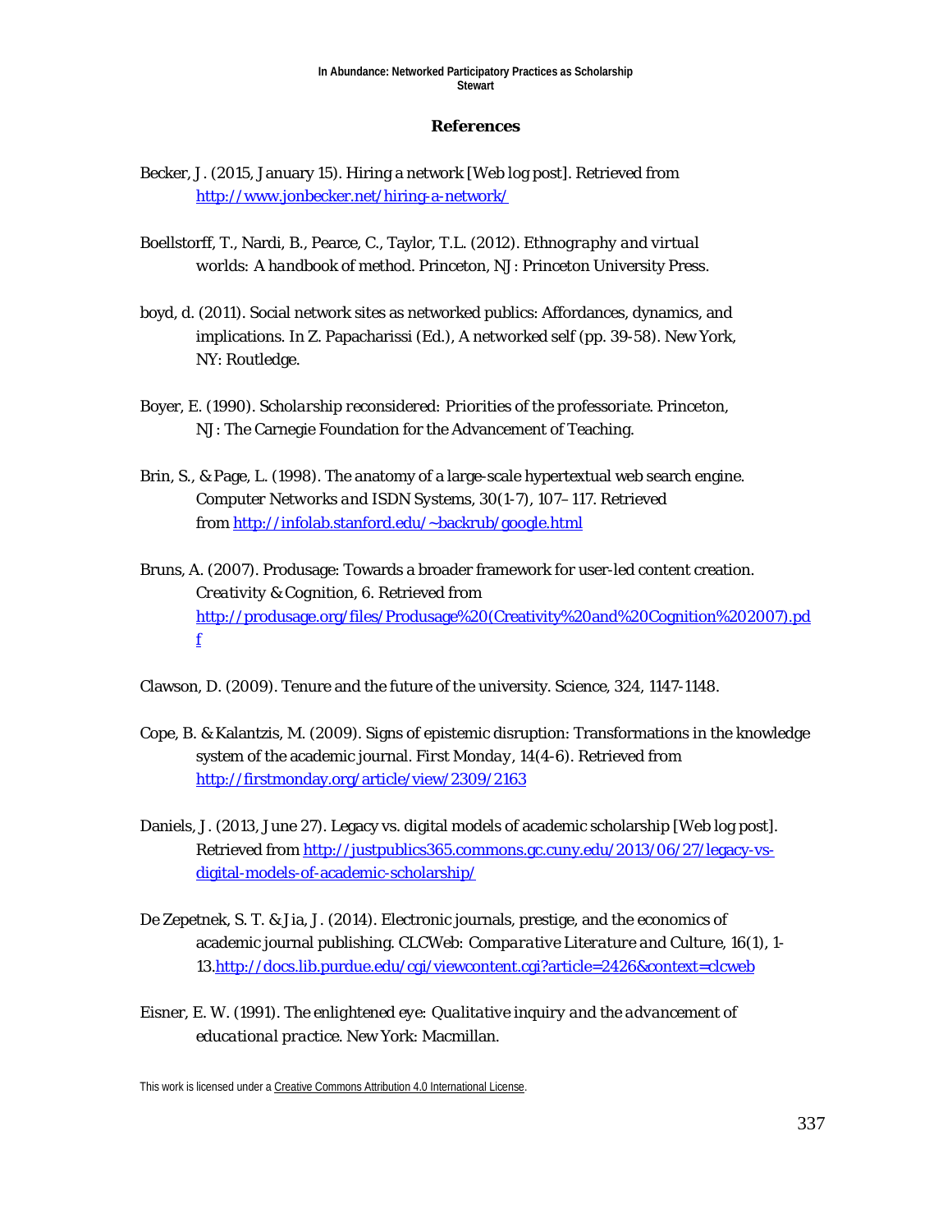## References

Becker, J. (2015, January 15). Hiring a network [Web log post]. Retrieved from http://www.jonbecker.net/hiring-a-network/

Boellstorff, T., Nardi, B., Pearce, C., Taylor, T.L. (2012). *Ethnography and virtual worlds: A handbook of method*. Princeton, NJ: Princeton University Press.

boyd, d. (2011). Social network sites as networked publics: Affordances, dynamics, and implications. In Z. Papacharissi (Ed.), A networked self (pp. 39-58). New York, NY: Routledge.

Boyer, E. (1990). *Scholarship reconsidered: Priorities of the professoriate*. Princeton, NJ: The Carnegie Foundation for the Advancement of Teaching.

Brin, S., & Page, L. (1998). The anatomy of a large-scale hypertextual web search engine. *Computer Networks and ISDN Systems*, 30(1-7), 107–117. Retrieved from http://infolab.stanford.edu/~backrub/google.html

Bruns, A. (2007). Produsage: Towards a broader framework for user-led content creation. *Creativity & Cognition*, 6. Retrieved from http://produsage.org/files/Produsage%20(Creativity%20and%20Cognition%202007).pdf

Clawson, D. (2009). Tenure and the future of the university. Science, 324, 1147-1148.

Cope, B. & Kalantzis, M. (2009). Signs of epistemic disruption: Transformations in the knowledge system of the academic journal. *First Monday*, 14(4-6). Retrieved from http://firstmonday.org/article/view/2309/2163

Daniels, J. (2013, June 27). Legacy vs. digital models of academic scholarship [Web log post]. Retrieved from http://justpublics365.commons.gc.cuny.edu/2013/06/27/legacy-vs-digital-models-of-academic-scholarship/

De Zepetnek, S. T. & Jia, J. (2014). Electronic journals, prestige, and the economics of academic journal publishing. *CLCWeb: Comparative Literature and Culture*, 16(1), 1-13.http://docs.lib.purdue.edu/cgi/viewcontent.cgi?article=2426&context=clcweb

Eisner, E. W. (1991). *The enlightened eye: Qualitative inquiry and the advancement of educational practice*. New York: Macmillan.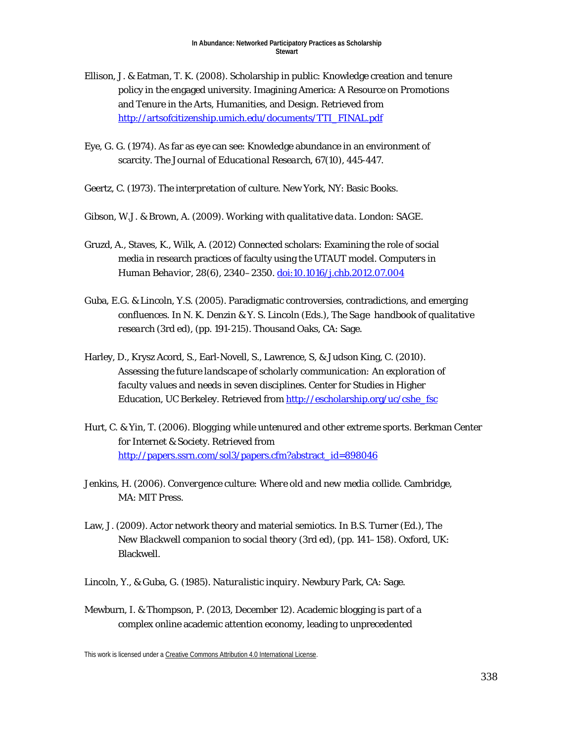Ellison, J. & Eatman, T. K. (2008). Scholarship in public: Knowledge creation and tenure policy in the engaged university. Imagining America: A Resource on Promotions and Tenure in the Arts, Humanities, and Design. Retrieved from [http://artsofcitizenship.umich.edu/documents/TTI_FINAL.pdf](http://artsofcitizenship.umich.edu/documents/TTI_FINAL.pdf)

Eye, G. G. (1974). As far as eye can see: Knowledge abundance in an environment of scarcity. *The Journal of Educational Research*, 67(10), 445-447.

Geertz, C. (1973). *The interpretation of culture*. New York, NY: Basic Books.

Gibson, W.J. & Brown, A. (2009). *Working with qualitative data*. London: SAGE.

Gruzd, A., Staves, K., Wilk, A. (2012) Connected scholars: Examining the role of social media in research practices of faculty using the UTAUT model. *Computers in Human Behavior*, 28(6), 2340–2350. [doi:10.1016/j.chb.2012.07.004](doi:10.1016/j.chb.2012.07.004)

Guba, E.G. & Lincoln, Y.S. (2005). Paradigmatic controversies, contradictions, and emerging confluences. In N. K. Denzin & Y. S. Lincoln (Eds.), *The Sage handbook of qualitative research* (3rd ed), (pp. 191-215). Thousand Oaks, CA: Sage.

Harley, D., Krysz Acord, S., Earl-Novell, S., Lawrence, S, & Judson King, C. (2010). *Assessing the future landscape of scholarly communication: An exploration of faculty values and needs in seven disciplines*. Center for Studies in Higher Education, UC Berkeley. Retrieved from [http://escholarship.org/uc/cshe_fsc](http://escholarship.org/uc/cshe_fsc)

Hurt, C. & Yin, T. (2006). *Blogging while untenured and other extreme sports*. Berkman Center for Internet & Society. Retrieved from [http://papers.ssrn.com/sol3/papers.cfm?abstract_id=898046](http://papers.ssrn.com/sol3/papers.cfm?abstract_id=898046)

Jenkins, H. (2006). *Convergence culture: Where old and new media collide*. Cambridge, MA: MIT Press.

Law, J. (2009). Actor network theory and material semiotics. In B.S. Turner (Ed.), *The New Blackwell companion to social theory* (3rd ed), (pp. 141–158). Oxford, UK: Blackwell.

Lincoln, Y., & Guba, G. (1985). *Naturalistic inquiry*. Newbury Park, CA: Sage.

Mewburn, I. & Thompson, P. (2013, December 12). Academic blogging is part of a complex online academic attention economy, leading to unprecedented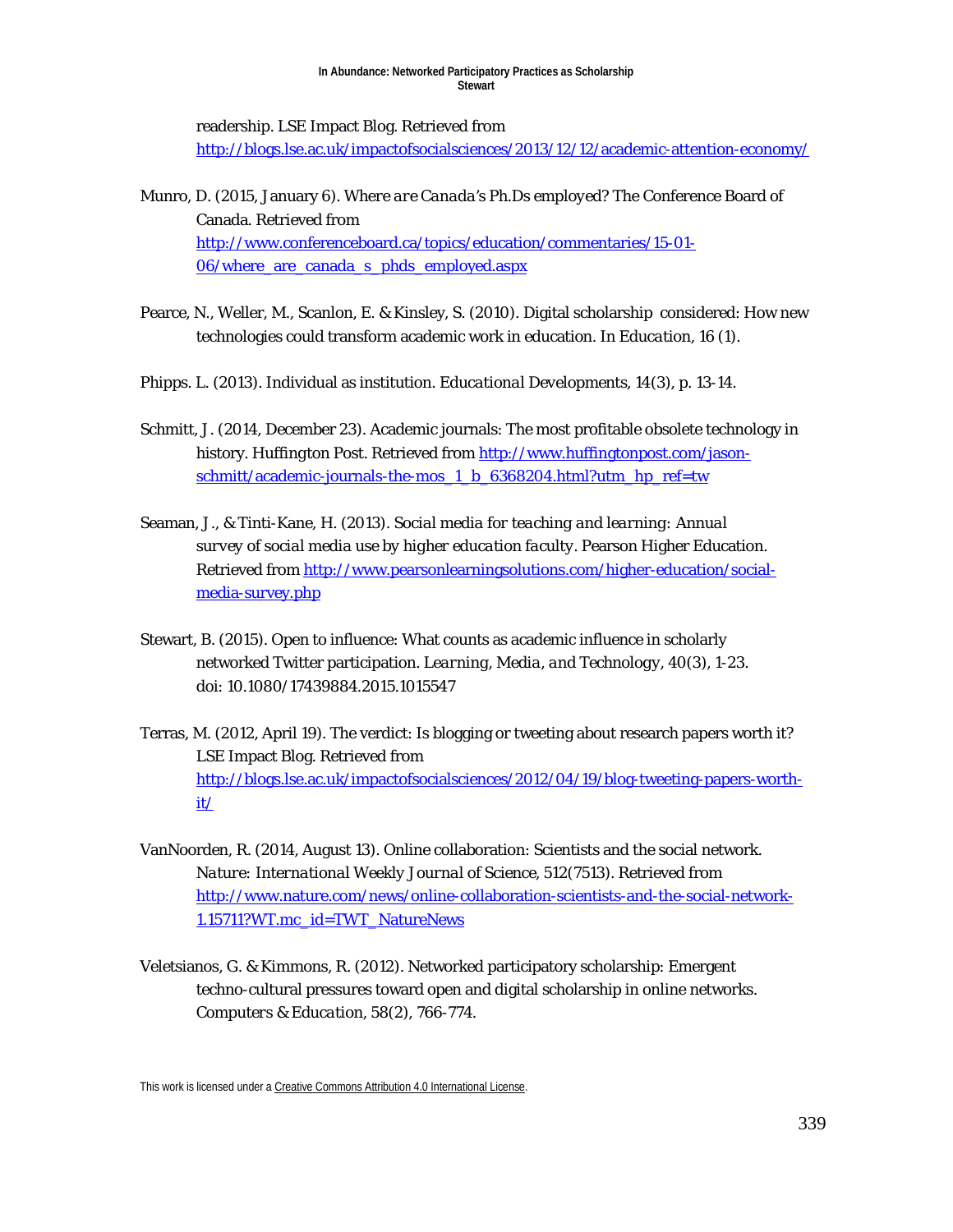readership. LSE Impact Blog. Retrieved from http://blogs.lse.ac.uk/impactofsocialsciences/2013/12/12/academic-attention-economy/

Munro, D. (2015, January 6). *Where are Canada's Ph.Ds employed?* The Conference Board of Canada. Retrieved from http://www.conferenceboard.ca/topics/education/commentaries/15-01-06/where_are_canada_s_phds_employed.aspx

Pearce, N., Weller, M., Scanlon, E. & Kinsley, S. (2010). Digital scholarship considered: How new technologies could transform academic work in education. *In Education*, 16 (1).

Phipps. L. (2013). Individual as institution. *Educational Developments*, 14(3), p. 13-14.

Schmitt, J. (2014, December 23). Academic journals: The most profitable obsolete technology in history. Huffington Post. Retrieved from http://www.huffingtonpost.com/jason-schmitt/academic-journals-the-mos_1_b_6368204.html?utm_hp_ref=tw

Seaman, J., & Tinti-Kane, H. (2013). *Social media for teaching and learning: Annual survey of social media use by higher education faculty*. Pearson Higher Education. Retrieved from http://www.pearsonlearningsolutions.com/higher-education/social-media-survey.php

Stewart, B. (2015). Open to influence: What counts as academic influence in scholarly networked Twitter participation. *Learning, Media, and Technology*, 40(3), 1-23. doi: 10.1080/17439884.2015.1015547

Terras, M. (2012, April 19). The verdict: Is blogging or tweeting about research papers worth it? LSE Impact Blog. Retrieved from http://blogs.lse.ac.uk/impactofsocialsciences/2012/04/19/blog-tweeting-papers-worth-it/

VanNoorden, R. (2014, August 13). Online collaboration: Scientists and the social network. *Nature: International Weekly Journal of Science*, 512(7513). Retrieved from http://www.nature.com/news/online-collaboration-scientists-and-the-social-network-1.15711?WT.mc_id=TWT_NatureNews

Veletsianos, G. & Kimmons, R. (2012). Networked participatory scholarship: Emergent techno-cultural pressures toward open and digital scholarship in online networks. *Computers & Education*, 58(2), 766-774.

This work is licensed under a Creative Commons Attribution 4.0 International License.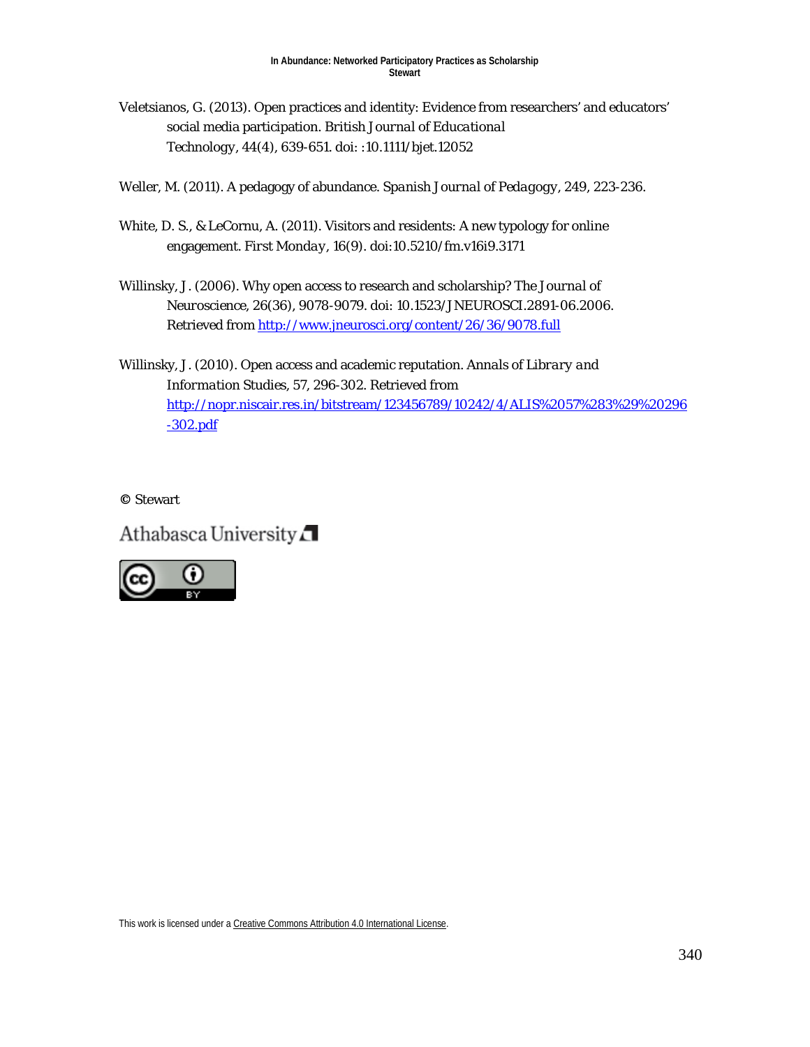Veletsianos, G. (2013). Open practices and identity: Evidence from researchers' and educators' social media participation. *British Journal of Educational Technology, 44*(4), 639-651. doi: :10.1111/bjet.12052

Weller, M. (2011). A pedagogy of abundance. *Spanish Journal of Pedagogy, 249*, 223-236.

White, D. S., & LeCornu, A. (2011). Visitors and residents: A new typology for online engagement. *First Monday, 16*(9). doi:10.5210/fm.v16i9.3171

Willinsky, J. (2006). Why open access to research and scholarship? *The Journal of Neuroscience, 26*(36), 9078-9079. doi: 10.1523/JNEUROSCI.2891-06.2006. Retrieved from http://www.jneurosci.org/content/26/36/9078.full

Willinsky, J. (2010). Open access and academic reputation. *Annals of Library and Information Studies, 57*, 296-302. Retrieved from http://nopr.niscair.res.in/bitstream/123456789/10242/4/ALIS%2057%283%29%20296-302.pdf

© Stewart

Athabasca University

This work is licensed under a Creative Commons Attribution 4.0 International License.